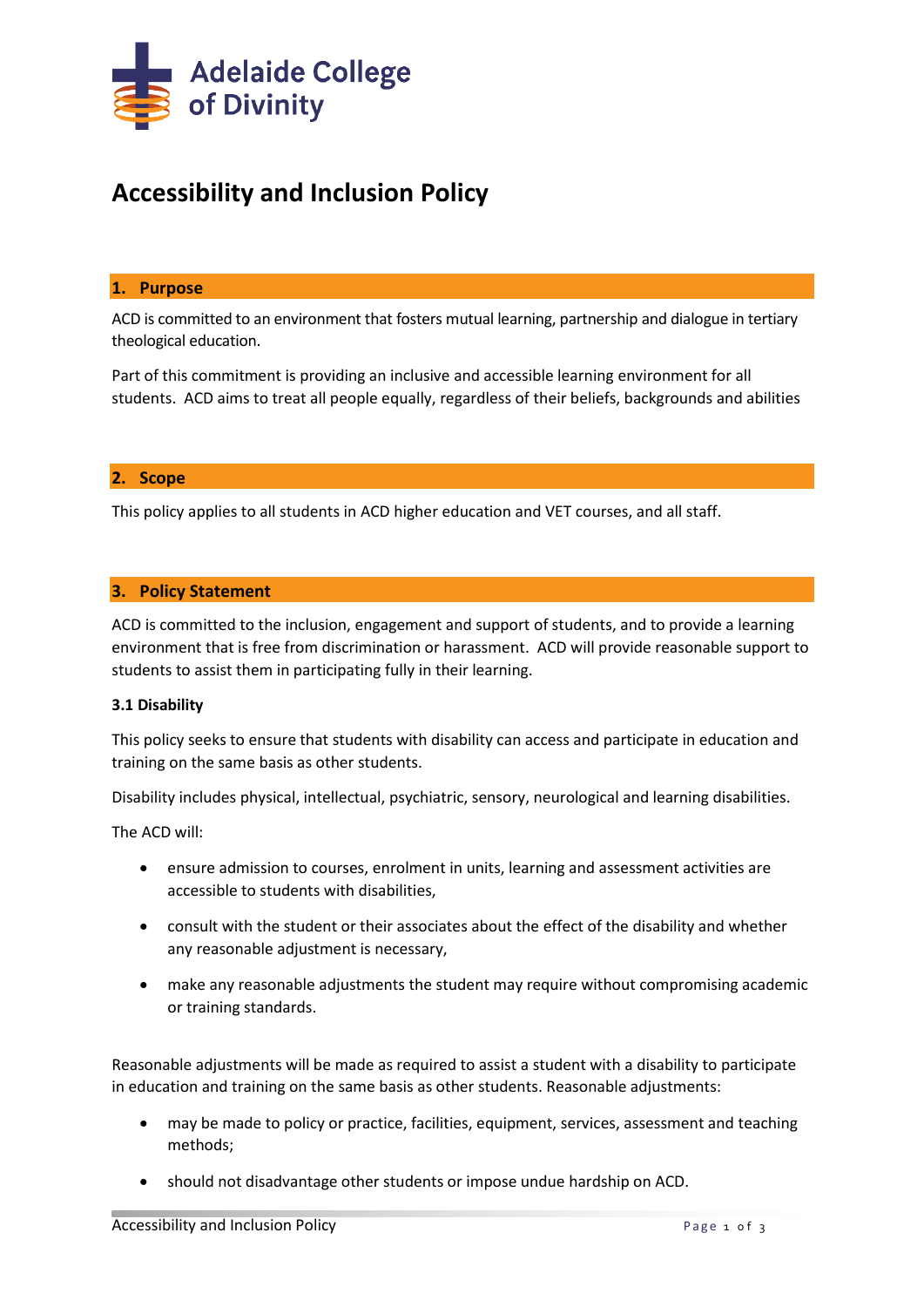Adelaide College of Divinity

# Accessibility and Inclusion Policy

## 1. Purpose

ACD is committed to an environment that fosters mutual learning, partnership and dialogue in tertiary theological education.

Part of this commitment is providing an inclusive and accessible learning environment for all students. ACD aims to treat all people equally, regardless of their beliefs, backgrounds and abilities

## 2. Scope

This policy applies to all students in ACD higher education and VET courses, and all staff.

## 3. Policy Statement

ACD is committed to the inclusion, engagement and support of students, and to provide a learning environment that is free from discrimination or harassment. ACD will provide reasonable support to students to assist them in participating fully in their learning.

### 3.1 Disability

This policy seeks to ensure that students with disability can access and participate in education and training on the same basis as other students.

Disability includes physical, intellectual, psychiatric, sensory, neurological and learning disabilities.

The ACD will:

- ensure admission to courses, enrolment in units, learning and assessment activities are accessible to students with disabilities,
- consult with the student or their associates about the effect of the disability and whether any reasonable adjustment is necessary,
- make any reasonable adjustments the student may require without compromising academic or training standards.

Reasonable adjustments will be made as required to assist a student with a disability to participate in education and training on the same basis as other students. Reasonable adjustments:

- may be made to policy or practice, facilities, equipment, services, assessment and teaching methods;
- should not disadvantage other students or impose undue hardship on ACD.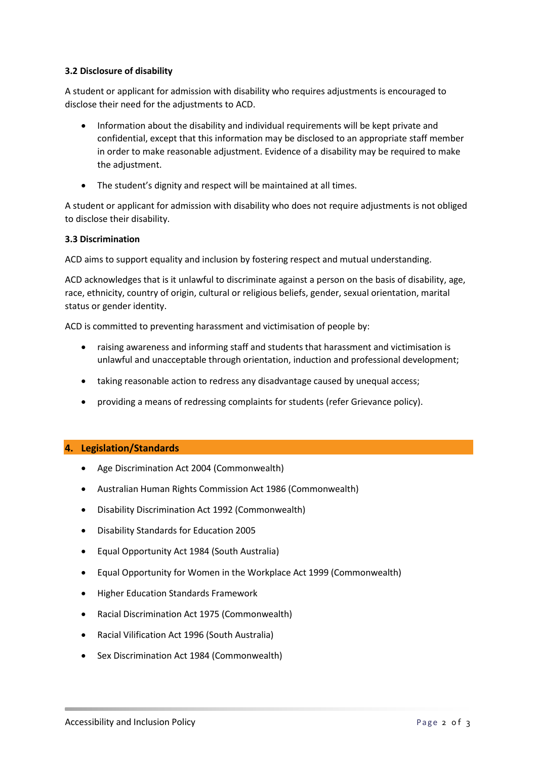### 3.2 Disclosure of disability

A student or applicant for admission with disability who requires adjustments is encouraged to disclose their need for the adjustments to ACD.

- Information about the disability and individual requirements will be kept private and confidential, except that this information may be disclosed to an appropriate staff member in order to make reasonable adjustment. Evidence of a disability may be required to make the adjustment.
- The student's dignity and respect will be maintained at all times.

A student or applicant for admission with disability who does not require adjustments is not obliged to disclose their disability.

### 3.3 Discrimination

ACD aims to support equality and inclusion by fostering respect and mutual understanding.

ACD acknowledges that is it unlawful to discriminate against a person on the basis of disability, age, race, ethnicity, country of origin, cultural or religious beliefs, gender, sexual orientation, marital status or gender identity.

ACD is committed to preventing harassment and victimisation of people by:

- raising awareness and informing staff and students that harassment and victimisation is unlawful and unacceptable through orientation, induction and professional development;
- taking reasonable action to redress any disadvantage caused by unequal access;
- providing a means of redressing complaints for students (refer Grievance policy).

## 4. Legislation/Standards

- Age Discrimination Act 2004 (Commonwealth)
- Australian Human Rights Commission Act 1986 (Commonwealth)
- Disability Discrimination Act 1992 (Commonwealth)
- Disability Standards for Education 2005
- Equal Opportunity Act 1984 (South Australia)
- Equal Opportunity for Women in the Workplace Act 1999 (Commonwealth)
- Higher Education Standards Framework
- Racial Discrimination Act 1975 (Commonwealth)
- Racial Vilification Act 1996 (South Australia)
- Sex Discrimination Act 1984 (Commonwealth)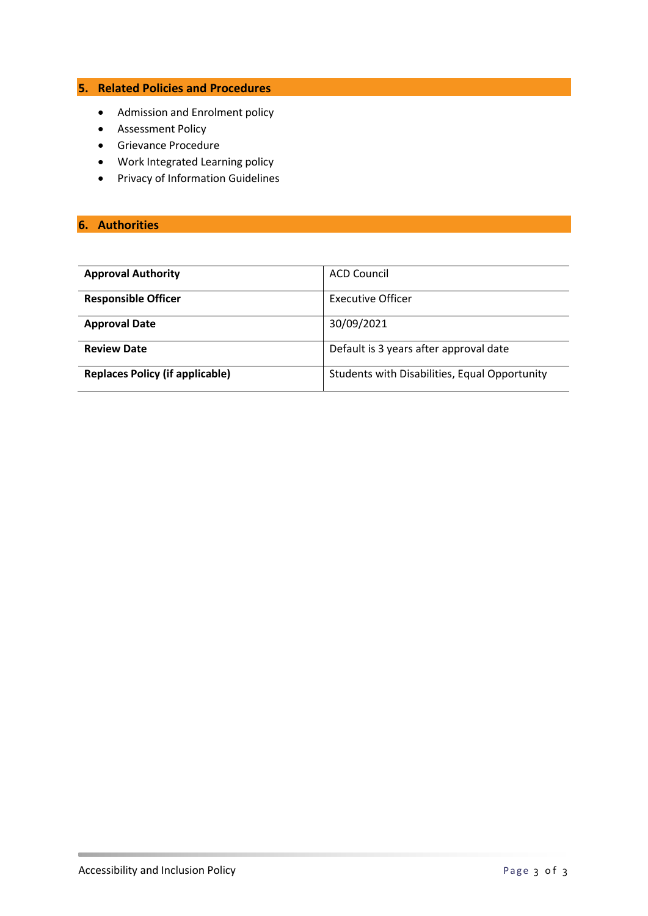## 5. Related Policies and Procedures

- Admission and Enrolment policy
- Assessment Policy
- Grievance Procedure
- Work Integrated Learning policy
- Privacy of Information Guidelines

## 6. Authorities

| | |
|---|---|
| **Approval Authority** | ACD Council |
| **Responsible Officer** | Executive Officer |
| **Approval Date** | 30/09/2021 |
| **Review Date** | Default is 3 years after approval date |
| **Replaces Policy (if applicable)** | Students with Disabilities, Equal Opportunity |